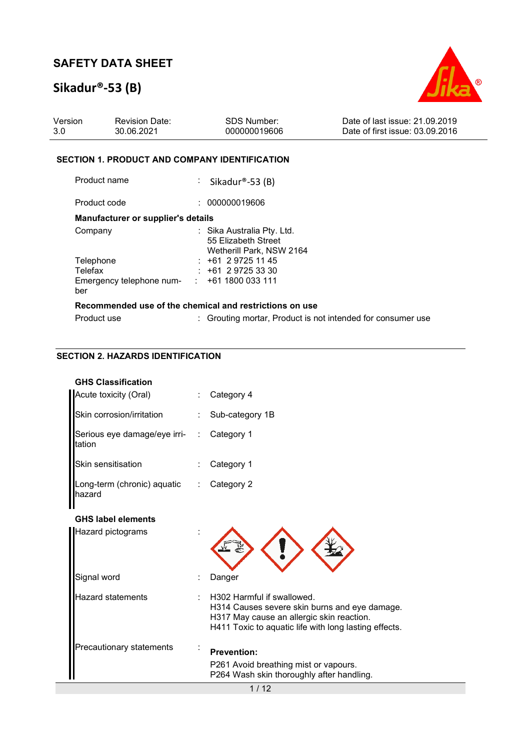# SAFETY DATA SHEET

## Sikadur®-53 (B)

| Version | Revision Date: | SDS Number: | Date of last issue: 21.09.2019 |
|---|---|---|---|
| 3.0 | 30.06.2021 | 000000019606 | Date of first issue: 03.09.2016 |

### SECTION 1. PRODUCT AND COMPANY IDENTIFICATION

Product name : Sikadur®-53 (B)

Product code : 000000019606

**Manufacturer or supplier's details**

Company : Sika Australia Pty. Ltd.
55 Elizabeth Street
Wetherill Park, NSW 2164

Telephone : +61 2 9725 11 45

Telefax : +61 2 9725 33 30

Emergency telephone number : +61 1800 033 111

**Recommended use of the chemical and restrictions on use**

Product use : Grouting mortar, Product is not intended for consumer use

### SECTION 2. HAZARDS IDENTIFICATION

**GHS Classification**

Acute toxicity (Oral) : Category 4

Skin corrosion/irritation : Sub-category 1B

Serious eye damage/eye irritation : Category 1

Skin sensitisation : Category 1

Long-term (chronic) aquatic hazard : Category 2

**GHS label elements**

Hazard pictograms :

Signal word : Danger

Hazard statements : H302 Harmful if swallowed.
H314 Causes severe skin burns and eye damage.
H317 May cause an allergic skin reaction.
H411 Toxic to aquatic life with long lasting effects.

Precautionary statements :

**Prevention:**

P261 Avoid breathing mist or vapours.
P264 Wash skin thoroughly after handling.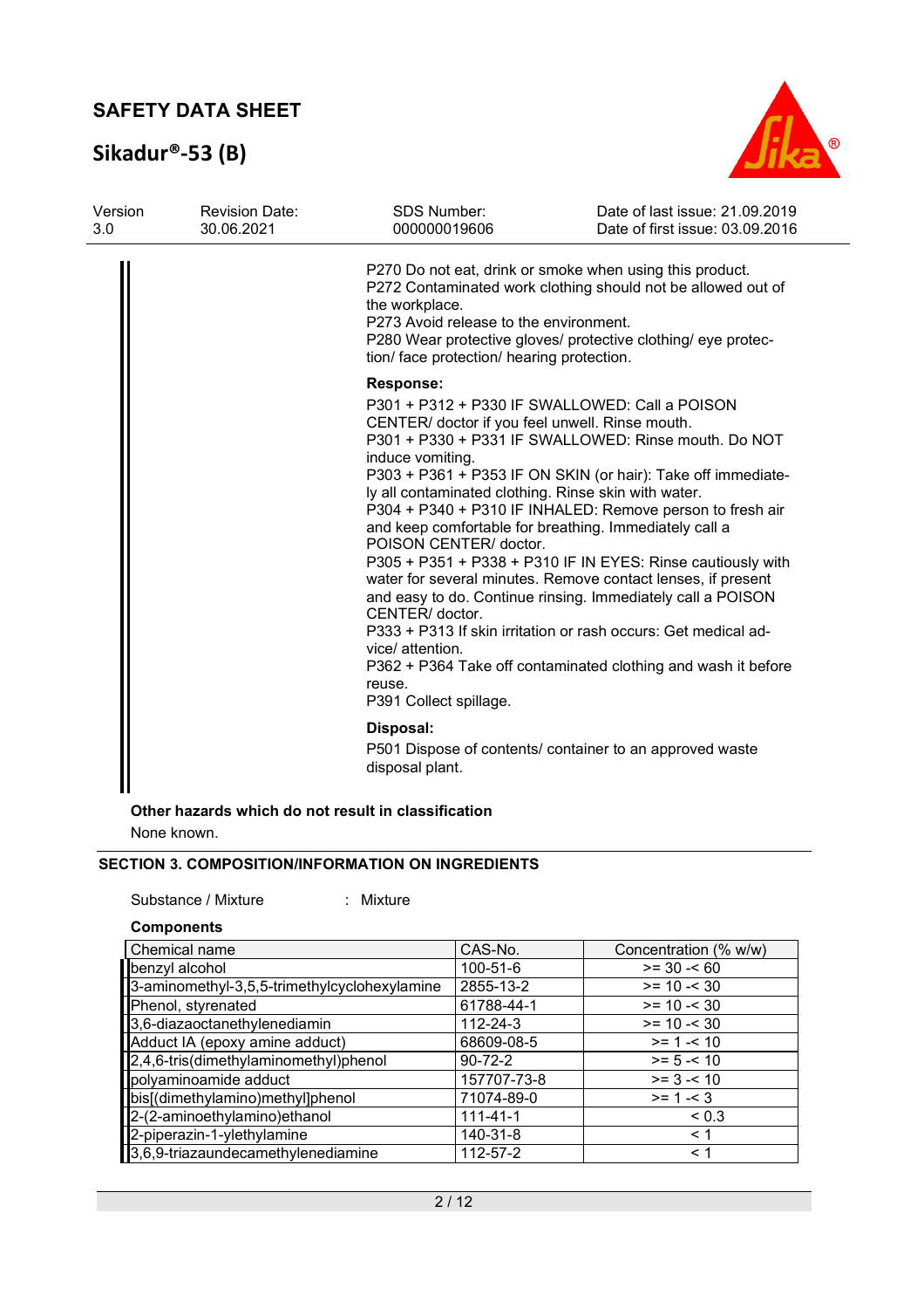P270 Do not eat, drink or smoke when using this product.
P272 Contaminated work clothing should not be allowed out of the workplace.
P273 Avoid release to the environment.
P280 Wear protective gloves/ protective clothing/ eye protection/ face protection/ hearing protection.

**Response:**

P301 + P312 + P330 IF SWALLOWED: Call a POISON CENTER/ doctor if you feel unwell. Rinse mouth.
P301 + P330 + P331 IF SWALLOWED: Rinse mouth. Do NOT induce vomiting.
P303 + P361 + P353 IF ON SKIN (or hair): Take off immediately all contaminated clothing. Rinse skin with water.
P304 + P340 + P310 IF INHALED: Remove person to fresh air and keep comfortable for breathing. Immediately call a POISON CENTER/ doctor.
P305 + P351 + P338 + P310 IF IN EYES: Rinse cautiously with water for several minutes. Remove contact lenses, if present and easy to do. Continue rinsing. Immediately call a POISON CENTER/ doctor.
P333 + P313 If skin irritation or rash occurs: Get medical advice/ attention.
P362 + P364 Take off contaminated clothing and wash it before reuse.
P391 Collect spillage.

**Disposal:**

P501 Dispose of contents/ container to an approved waste disposal plant.

**Other hazards which do not result in classification**

None known.

## SECTION 3. COMPOSITION/INFORMATION ON INGREDIENTS

Substance / Mixture : Mixture

**Components**

| Chemical name | CAS-No. | Concentration (% w/w) |
|---|---|---|
| benzyl alcohol | 100-51-6 | >= 30 -< 60 |
| 3-aminomethyl-3,5,5-trimethylcyclohexylamine | 2855-13-2 | >= 10 -< 30 |
| Phenol, styrenated | 61788-44-1 | >= 10 -< 30 |
| 3,6-diazaoctanethylenediamin | 112-24-3 | >= 10 -< 30 |
| Adduct IA (epoxy amine adduct) | 68609-08-5 | >= 1 -< 10 |
| 2,4,6-tris(dimethylaminomethyl)phenol | 90-72-2 | >= 5 -< 10 |
| polyaminoamide adduct | 157707-73-8 | >= 3 -< 10 |
| bis[(dimethylamino)methyl]phenol | 71074-89-0 | >= 1 -< 3 |
| 2-(2-aminoethylamino)ethanol | 111-41-1 | < 0.3 |
| 2-piperazin-1-ylethylamine | 140-31-8 | < 1 |
| 3,6,9-triazaundecamethylenediamine | 112-57-2 | < 1 |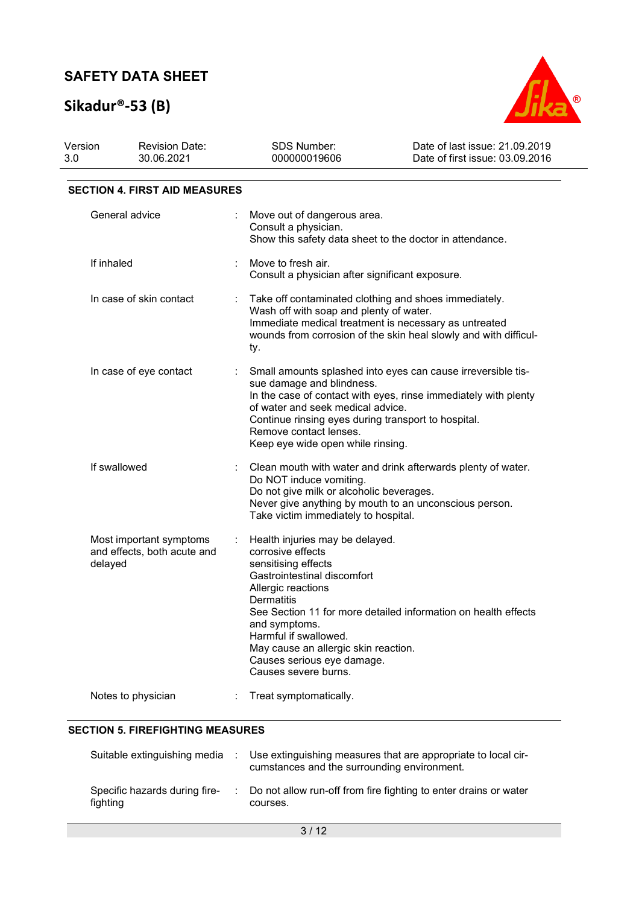## SECTION 4. FIRST AID MEASURES

| | |
|---|---|
| General advice | Move out of dangerous area.<br>Consult a physician.<br>Show this safety data sheet to the doctor in attendance. |
| If inhaled | Move to fresh air.<br>Consult a physician after significant exposure. |
| In case of skin contact | Take off contaminated clothing and shoes immediately.<br>Wash off with soap and plenty of water.<br>Immediate medical treatment is necessary as untreated wounds from corrosion of the skin heal slowly and with difficulty. |
| In case of eye contact | Small amounts splashed into eyes can cause irreversible tissue damage and blindness.<br>In the case of contact with eyes, rinse immediately with plenty of water and seek medical advice.<br>Continue rinsing eyes during transport to hospital.<br>Remove contact lenses.<br>Keep eye wide open while rinsing. |
| If swallowed | Clean mouth with water and drink afterwards plenty of water.<br>Do NOT induce vomiting.<br>Do not give milk or alcoholic beverages.<br>Never give anything by mouth to an unconscious person.<br>Take victim immediately to hospital. |
| Most important symptoms and effects, both acute and delayed | Health injuries may be delayed.<br>corrosive effects<br>sensitising effects<br>Gastrointestinal discomfort<br>Allergic reactions<br>Dermatitis<br>See Section 11 for more detailed information on health effects and symptoms.<br>Harmful if swallowed.<br>May cause an allergic skin reaction.<br>Causes serious eye damage.<br>Causes severe burns. |
| Notes to physician | Treat symptomatically. |

## SECTION 5. FIREFIGHTING MEASURES

| | |
|---|---|
| Suitable extinguishing media | Use extinguishing measures that are appropriate to local circumstances and the surrounding environment. |
| Specific hazards during firefighting | Do not allow run-off from fire fighting to enter drains or water courses. |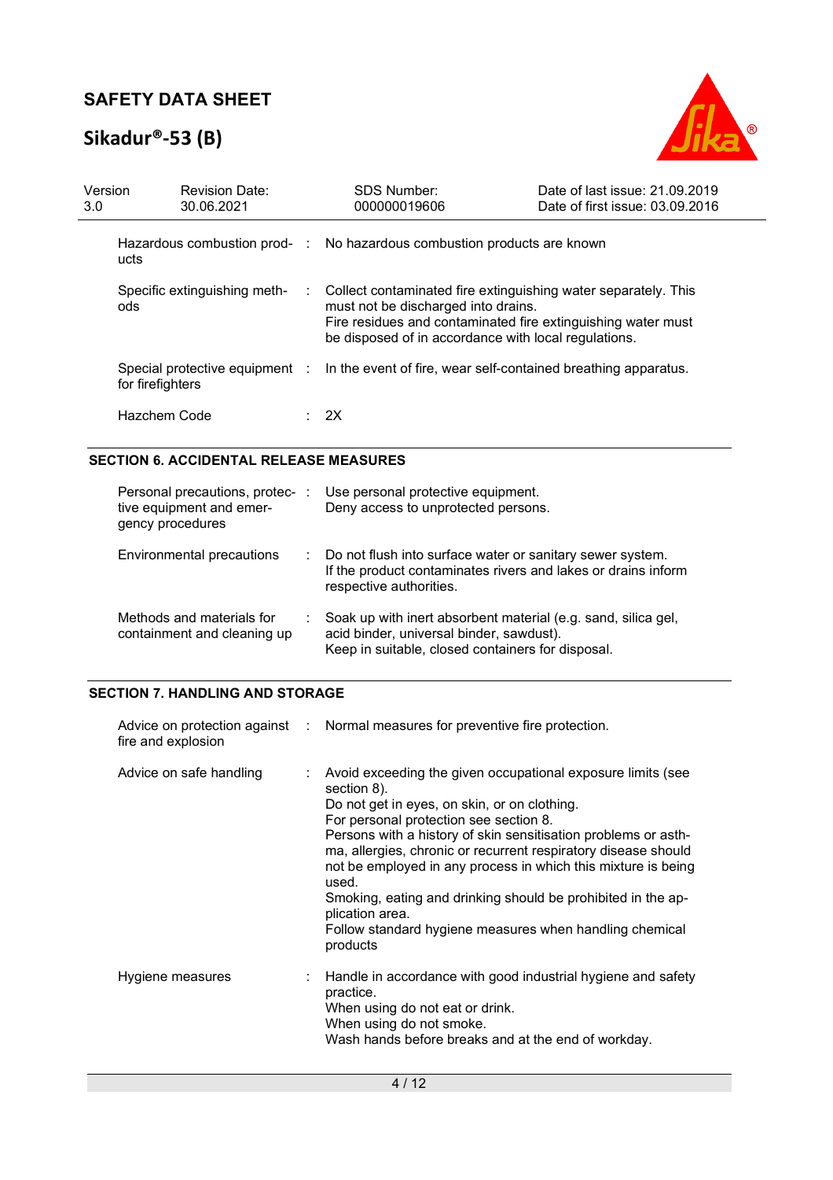| | |
|---|---|
| Hazardous combustion products | No hazardous combustion products are known |
| Specific extinguishing methods | Collect contaminated fire extinguishing water separately. This must not be discharged into drains.<br>Fire residues and contaminated fire extinguishing water must be disposed of in accordance with local regulations. |
| Special protective equipment for firefighters | In the event of fire, wear self-contained breathing apparatus. |
| Hazchem Code | 2X |

## SECTION 6. ACCIDENTAL RELEASE MEASURES

| | |
|---|---|
| Personal precautions, protective equipment and emergency procedures | Use personal protective equipment.<br>Deny access to unprotected persons. |
| Environmental precautions | Do not flush into surface water or sanitary sewer system.<br>If the product contaminates rivers and lakes or drains inform respective authorities. |
| Methods and materials for containment and cleaning up | Soak up with inert absorbent material (e.g. sand, silica gel, acid binder, universal binder, sawdust).<br>Keep in suitable, closed containers for disposal. |

## SECTION 7. HANDLING AND STORAGE

| | |
|---|---|
| Advice on protection against fire and explosion | Normal measures for preventive fire protection. |
| Advice on safe handling | Avoid exceeding the given occupational exposure limits (see section 8).<br>Do not get in eyes, on skin, or on clothing.<br>For personal protection see section 8.<br>Persons with a history of skin sensitisation problems or asthma, allergies, chronic or recurrent respiratory disease should not be employed in any process in which this mixture is being used.<br>Smoking, eating and drinking should be prohibited in the application area.<br>Follow standard hygiene measures when handling chemical products |
| Hygiene measures | Handle in accordance with good industrial hygiene and safety practice.<br>When using do not eat or drink.<br>When using do not smoke.<br>Wash hands before breaks and at the end of workday. |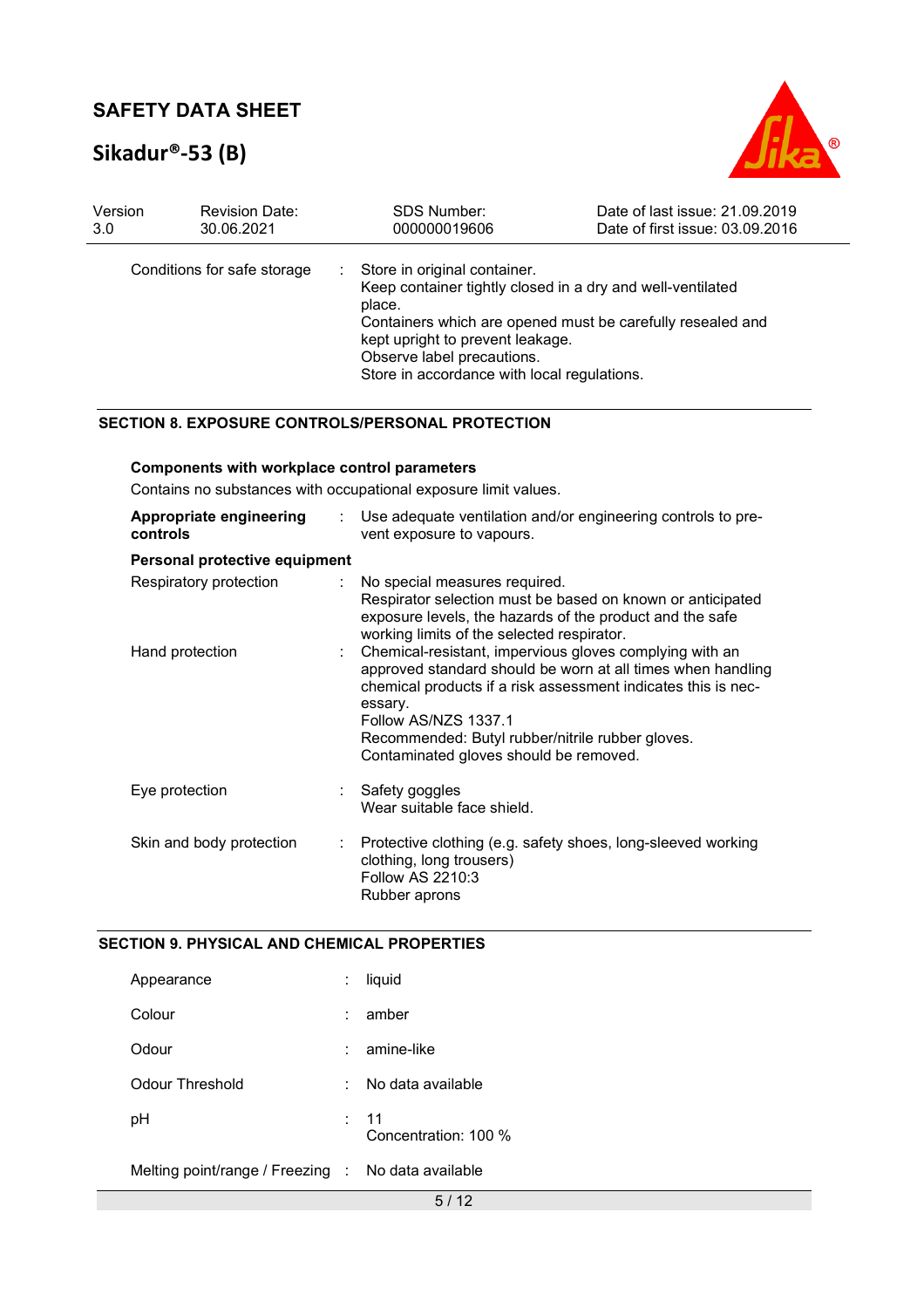| | | |
|---|---|---|
| Conditions for safe storage | : | Store in original container.<br>Keep container tightly closed in a dry and well-ventilated place.<br>Containers which are opened must be carefully resealed and kept upright to prevent leakage.<br>Observe label precautions.<br>Store in accordance with local regulations. |

## SECTION 8. EXPOSURE CONTROLS/PERSONAL PROTECTION

**Components with workplace control parameters**

Contains no substances with occupational exposure limit values.

| | | |
|---|---|---|
| **Appropriate engineering controls** | : | Use adequate ventilation and/or engineering controls to prevent exposure to vapours. |

**Personal protective equipment**

| | | |
|---|---|---|
| Respiratory protection | : | No special measures required.<br>Respirator selection must be based on known or anticipated exposure levels, the hazards of the product and the safe working limits of the selected respirator. |
| Hand protection | : | Chemical-resistant, impervious gloves complying with an approved standard should be worn at all times when handling chemical products if a risk assessment indicates this is necessary.<br>Follow AS/NZS 1337.1<br>Recommended: Butyl rubber/nitrile rubber gloves.<br>Contaminated gloves should be removed. |
| Eye protection | : | Safety goggles<br>Wear suitable face shield. |
| Skin and body protection | : | Protective clothing (e.g. safety shoes, long-sleeved working clothing, long trousers)<br>Follow AS 2210:3<br>Rubber aprons |

## SECTION 9. PHYSICAL AND CHEMICAL PROPERTIES

| | | |
|---|---|---|
| Appearance | : | liquid |
| Colour | : | amber |
| Odour | : | amine-like |
| Odour Threshold | : | No data available |
| pH | : | 11<br>Concentration: 100 % |
| Melting point/range / Freezing | : | No data available |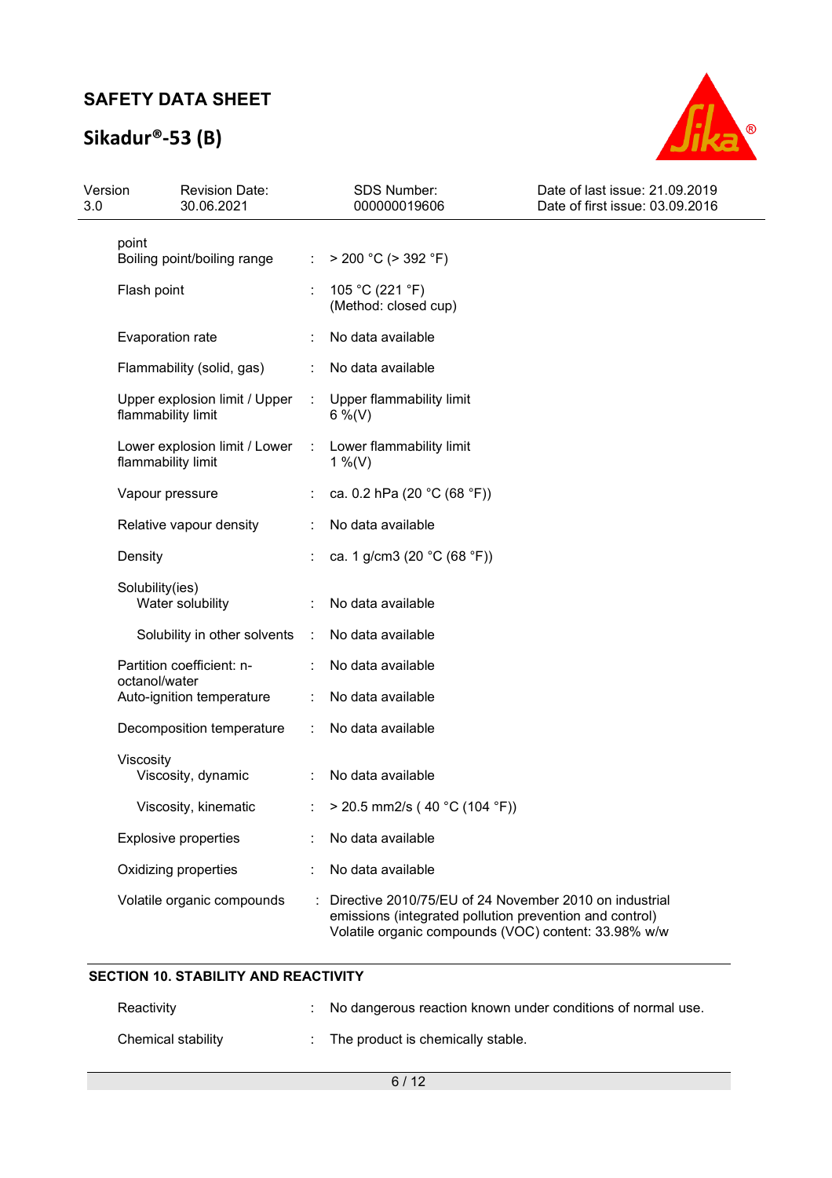| | | |
|---|---|---|
| point | | |
| Boiling point/boiling range | : | > 200 °C (> 392 °F) |
| Flash point | : | 105 °C (221 °F)<br>(Method: closed cup) |
| Evaporation rate | : | No data available |
| Flammability (solid, gas) | : | No data available |
| Upper explosion limit / Upper flammability limit | : | Upper flammability limit<br>6 %(V) |
| Lower explosion limit / Lower flammability limit | : | Lower flammability limit<br>1 %(V) |
| Vapour pressure | : | ca. 0.2 hPa (20 °C (68 °F)) |
| Relative vapour density | : | No data available |
| Density | : | ca. 1 g/cm3 (20 °C (68 °F)) |
| Solubility(ies)<br>Water solubility | : | No data available |
| Solubility in other solvents | : | No data available |
| Partition coefficient: n-octanol/water | : | No data available |
| Auto-ignition temperature | : | No data available |
| Decomposition temperature | : | No data available |
| Viscosity<br>Viscosity, dynamic | : | No data available |
| Viscosity, kinematic | : | > 20.5 mm2/s ( 40 °C (104 °F)) |
| Explosive properties | : | No data available |
| Oxidizing properties | : | No data available |
| Volatile organic compounds | : | Directive 2010/75/EU of 24 November 2010 on industrial emissions (integrated pollution prevention and control)<br>Volatile organic compounds (VOC) content: 33.98% w/w |

## SECTION 10. STABILITY AND REACTIVITY

| | | |
|---|---|---|
| Reactivity | : | No dangerous reaction known under conditions of normal use. |
| Chemical stability | : | The product is chemically stable. |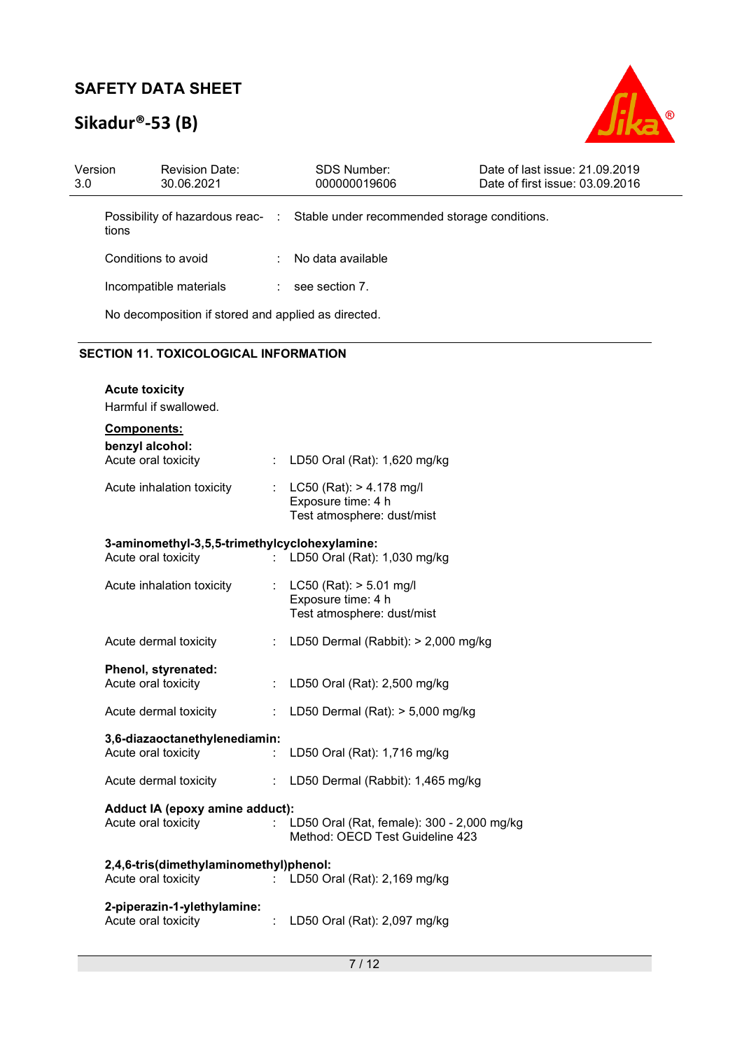| | | |
|---|---|---|
| Possibility of hazardous reactions | : | Stable under recommended storage conditions. |
| Conditions to avoid | : | No data available |
| Incompatible materials | : | see section 7. |

No decomposition if stored and applied as directed.

## SECTION 11. TOXICOLOGICAL INFORMATION

**Acute toxicity**

Harmful if swallowed.

**Components:**

**benzyl alcohol:**

| | | |
|---|---|---|
| Acute oral toxicity | : | LD50 Oral (Rat): 1,620 mg/kg |
| Acute inhalation toxicity | : | LC50 (Rat): > 4.178 mg/l<br>Exposure time: 4 h<br>Test atmosphere: dust/mist |

**3-aminomethyl-3,5,5-trimethylcyclohexylamine:**

| | | |
|---|---|---|
| Acute oral toxicity | : | LD50 Oral (Rat): 1,030 mg/kg |
| Acute inhalation toxicity | : | LC50 (Rat): > 5.01 mg/l<br>Exposure time: 4 h<br>Test atmosphere: dust/mist |
| Acute dermal toxicity | : | LD50 Dermal (Rabbit): > 2,000 mg/kg |

**Phenol, styrenated:**

| | | |
|---|---|---|
| Acute oral toxicity | : | LD50 Oral (Rat): 2,500 mg/kg |
| Acute dermal toxicity | : | LD50 Dermal (Rat): > 5,000 mg/kg |

**3,6-diazaoctanethylenediamin:**

| | | |
|---|---|---|
| Acute oral toxicity | : | LD50 Oral (Rat): 1,716 mg/kg |
| Acute dermal toxicity | : | LD50 Dermal (Rabbit): 1,465 mg/kg |

**Adduct IA (epoxy amine adduct):**

| | | |
|---|---|---|
| Acute oral toxicity | : | LD50 Oral (Rat, female): 300 - 2,000 mg/kg<br>Method: OECD Test Guideline 423 |

**2,4,6-tris(dimethylaminomethyl)phenol:**

| | | |
|---|---|---|
| Acute oral toxicity | : | LD50 Oral (Rat): 2,169 mg/kg |

**2-piperazin-1-ylethylamine:**

| | | |
|---|---|---|
| Acute oral toxicity | : | LD50 Oral (Rat): 2,097 mg/kg |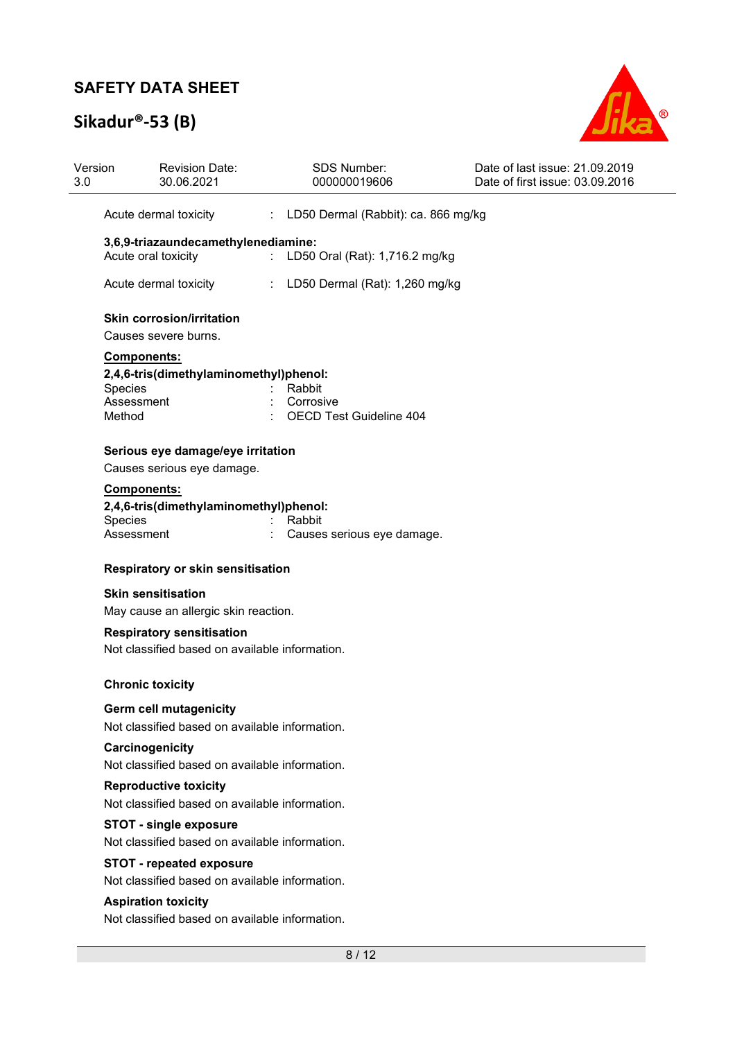Acute dermal toxicity : LD50 Dermal (Rabbit): ca. 866 mg/kg

**3,6,9-triazaundecamethylenediamine:**

Acute oral toxicity : LD50 Oral (Rat): 1,716.2 mg/kg

Acute dermal toxicity : LD50 Dermal (Rat): 1,260 mg/kg

**Skin corrosion/irritation**

Causes severe burns.

**Components:**

**2,4,6-tris(dimethylaminomethyl)phenol:**

Species : Rabbit
Assessment : Corrosive
Method : OECD Test Guideline 404

**Serious eye damage/eye irritation**

Causes serious eye damage.

**Components:**

**2,4,6-tris(dimethylaminomethyl)phenol:**

Species : Rabbit
Assessment : Causes serious eye damage.

**Respiratory or skin sensitisation**

**Skin sensitisation**

May cause an allergic skin reaction.

**Respiratory sensitisation**

Not classified based on available information.

**Chronic toxicity**

**Germ cell mutagenicity**

Not classified based on available information.

**Carcinogenicity**

Not classified based on available information.

**Reproductive toxicity**

Not classified based on available information.

**STOT - single exposure**

Not classified based on available information.

**STOT - repeated exposure**

Not classified based on available information.

**Aspiration toxicity**

Not classified based on available information.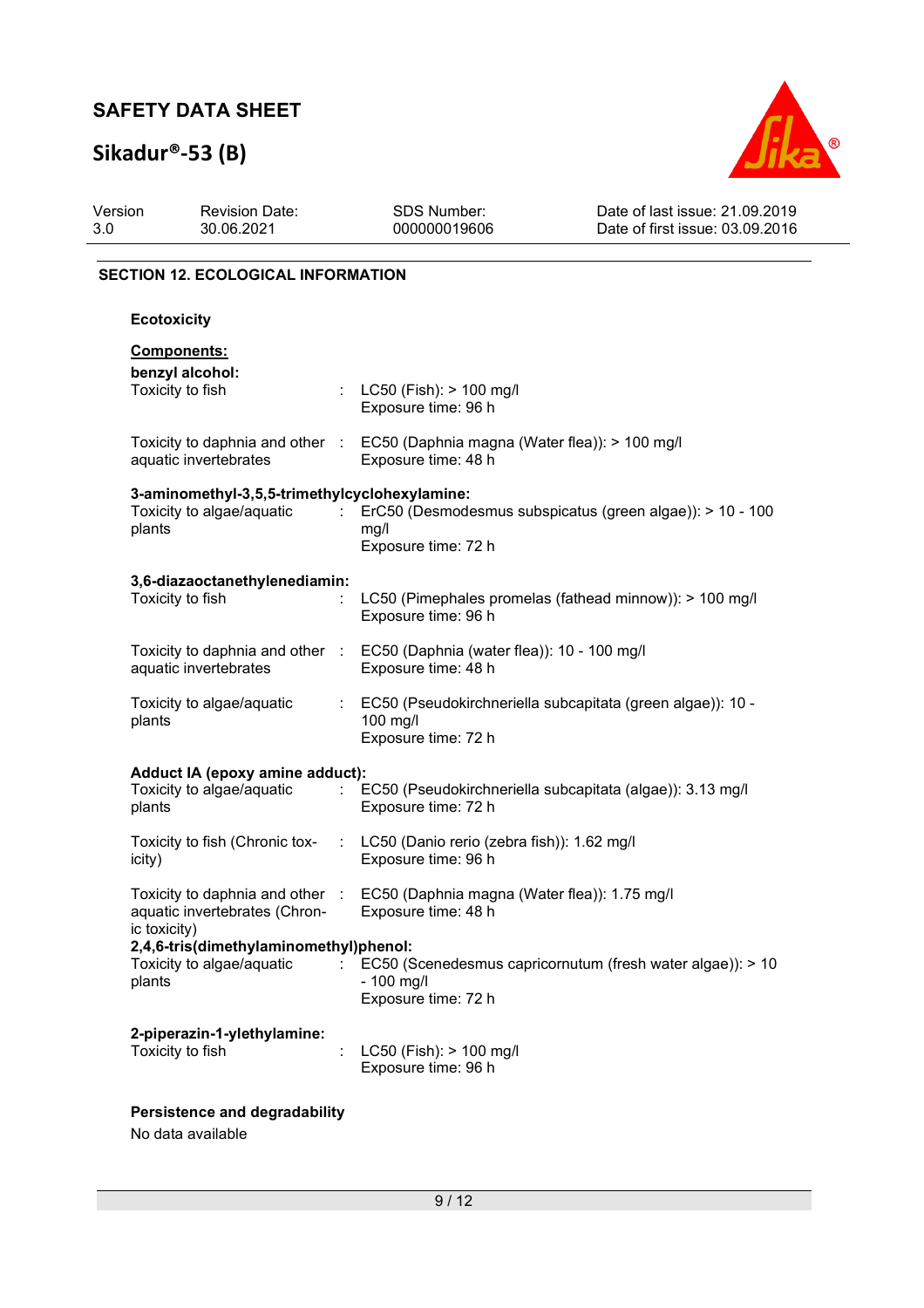## SECTION 12. ECOLOGICAL INFORMATION

### Ecotoxicity

**Components:**

**benzyl alcohol:**

| | | |
|---|---|---|
| Toxicity to fish | : | LC50 (Fish): > 100 mg/l<br>Exposure time: 96 h |
| Toxicity to daphnia and other aquatic invertebrates | : | EC50 (Daphnia magna (Water flea)): > 100 mg/l<br>Exposure time: 48 h |

**3-aminomethyl-3,5,5-trimethylcyclohexylamine:**

| | | |
|---|---|---|
| Toxicity to algae/aquatic plants | : | ErC50 (Desmodesmus subspicatus (green algae)): > 10 - 100 mg/l<br>Exposure time: 72 h |

**3,6-diazaoctanethylenediamin:**

| | | |
|---|---|---|
| Toxicity to fish | : | LC50 (Pimephales promelas (fathead minnow)): > 100 mg/l<br>Exposure time: 96 h |
| Toxicity to daphnia and other aquatic invertebrates | : | EC50 (Daphnia (water flea)): 10 - 100 mg/l<br>Exposure time: 48 h |
| Toxicity to algae/aquatic plants | : | EC50 (Pseudokirchneriella subcapitata (green algae)): 10 - 100 mg/l<br>Exposure time: 72 h |

**Adduct IA (epoxy amine adduct):**

| | | |
|---|---|---|
| Toxicity to algae/aquatic plants | : | EC50 (Pseudokirchneriella subcapitata (algae)): 3.13 mg/l<br>Exposure time: 72 h |
| Toxicity to fish (Chronic toxicity) | : | LC50 (Danio rerio (zebra fish)): 1.62 mg/l<br>Exposure time: 96 h |
| Toxicity to daphnia and other aquatic invertebrates (Chronic toxicity) | : | EC50 (Daphnia magna (Water flea)): 1.75 mg/l<br>Exposure time: 48 h |

**2,4,6-tris(dimethylaminomethyl)phenol:**

| | | |
|---|---|---|
| Toxicity to algae/aquatic plants | : | EC50 (Scenedesmus capricornutum (fresh water algae)): > 10 - 100 mg/l<br>Exposure time: 72 h |

**2-piperazin-1-ylethylamine:**

| | | |
|---|---|---|
| Toxicity to fish | : | LC50 (Fish): > 100 mg/l<br>Exposure time: 96 h |

### Persistence and degradability

No data available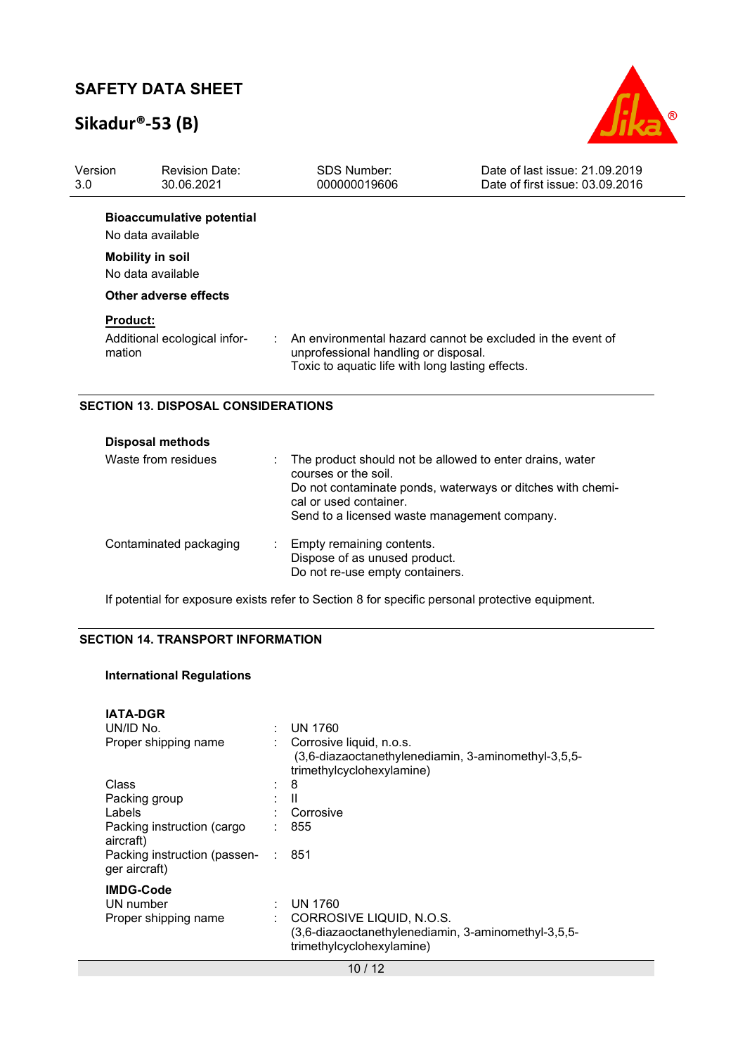**Bioaccumulative potential**

No data available

**Mobility in soil**

No data available

**Other adverse effects**

**Product:**

| | | |
|---|---|---|
| Additional ecological information | : | An environmental hazard cannot be excluded in the event of unprofessional handling or disposal.<br>Toxic to aquatic life with long lasting effects. |

## SECTION 13. DISPOSAL CONSIDERATIONS

**Disposal methods**

| | | |
|---|---|---|
| Waste from residues | : | The product should not be allowed to enter drains, water courses or the soil.<br>Do not contaminate ponds, waterways or ditches with chemical or used container.<br>Send to a licensed waste management company. |
| Contaminated packaging | : | Empty remaining contents.<br>Dispose of as unused product.<br>Do not re-use empty containers. |

If potential for exposure exists refer to Section 8 for specific personal protective equipment.

## SECTION 14. TRANSPORT INFORMATION

**International Regulations**

**IATA-DGR**

| | | |
|---|---|---|
| UN/ID No. | : | UN 1760 |
| Proper shipping name | : | Corrosive liquid, n.o.s.<br>(3,6-diazaoctanethylenediamin, 3-aminomethyl-3,5,5-trimethylcyclohexylamine) |
| Class | : | 8 |
| Packing group | : | II |
| Labels | : | Corrosive |
| Packing instruction (cargo aircraft) | : | 855 |
| Packing instruction (passenger aircraft) | : | 851 |

**IMDG-Code**

| | | |
|---|---|---|
| UN number | : | UN 1760 |
| Proper shipping name | : | CORROSIVE LIQUID, N.O.S.<br>(3,6-diazaoctanethylenediamin, 3-aminomethyl-3,5,5-trimethylcyclohexylamine) |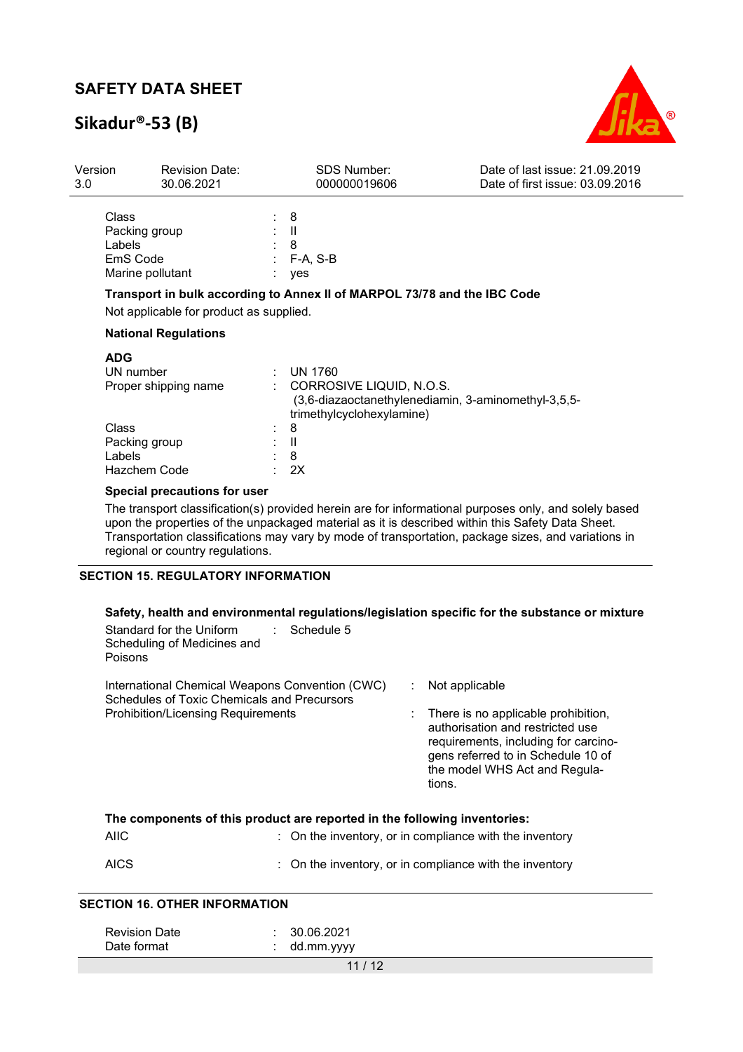| | | |
|---|---|---|
| Class | : | 8 |
| Packing group | : | II |
| Labels | : | 8 |
| EmS Code | : | F-A, S-B |
| Marine pollutant | : | yes |

**Transport in bulk according to Annex II of MARPOL 73/78 and the IBC Code**

Not applicable for product as supplied.

**National Regulations**

**ADG**

| | | |
|---|---|---|
| UN number | : | UN 1760 |
| Proper shipping name | : | CORROSIVE LIQUID, N.O.S. (3,6-diazaoctanethylenediamin, 3-aminomethyl-3,5,5-trimethylcyclohexylamine) |
| Class | : | 8 |
| Packing group | : | II |
| Labels | : | 8 |
| Hazchem Code | : | 2X |

**Special precautions for user**

The transport classification(s) provided herein are for informational purposes only, and solely based upon the properties of the unpackaged material as it is described within this Safety Data Sheet. Transportation classifications may vary by mode of transportation, package sizes, and variations in regional or country regulations.

## SECTION 15. REGULATORY INFORMATION

**Safety, health and environmental regulations/legislation specific for the substance or mixture**

| | | |
|---|---|---|
| Standard for the Uniform Scheduling of Medicines and Poisons | : | Schedule 5 |
| International Chemical Weapons Convention (CWC) Schedules of Toxic Chemicals and Precursors | : | Not applicable |
| Prohibition/Licensing Requirements | : | There is no applicable prohibition, authorisation and restricted use requirements, including for carcinogens referred to in Schedule 10 of the model WHS Act and Regulations. |

**The components of this product are reported in the following inventories:**

| | | |
|---|---|---|
| AIIC | : | On the inventory, or in compliance with the inventory |
| AICS | : | On the inventory, or in compliance with the inventory |

## SECTION 16. OTHER INFORMATION

| | | |
|---|---|---|
| Revision Date | : | 30.06.2021 |
| Date format | : | dd.mm.yyyy |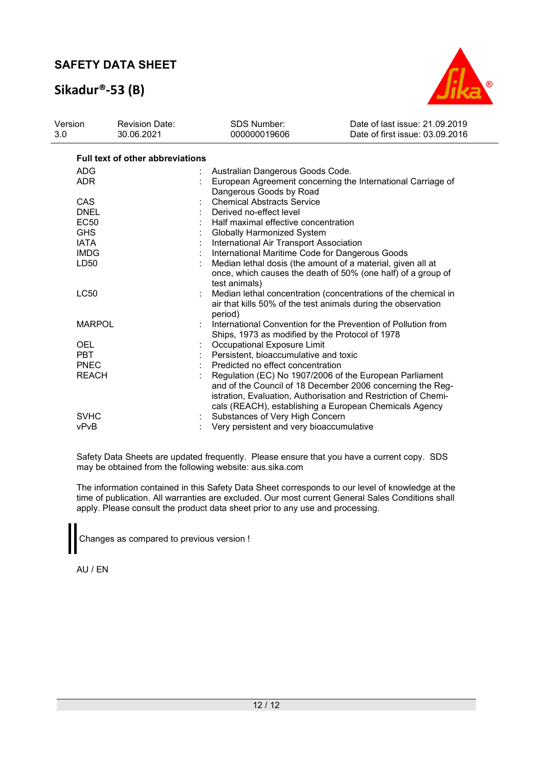**Full text of other abbreviations**

| | | |
|---|---|---|
| ADG | : | Australian Dangerous Goods Code. |
| ADR | : | European Agreement concerning the International Carriage of Dangerous Goods by Road |
| CAS | : | Chemical Abstracts Service |
| DNEL | : | Derived no-effect level |
| EC50 | : | Half maximal effective concentration |
| GHS | : | Globally Harmonized System |
| IATA | : | International Air Transport Association |
| IMDG | : | International Maritime Code for Dangerous Goods |
| LD50 | : | Median lethal dosis (the amount of a material, given all at once, which causes the death of 50% (one half) of a group of test animals) |
| LC50 | : | Median lethal concentration (concentrations of the chemical in air that kills 50% of the test animals during the observation period) |
| MARPOL | : | International Convention for the Prevention of Pollution from Ships, 1973 as modified by the Protocol of 1978 |
| OEL | : | Occupational Exposure Limit |
| PBT | : | Persistent, bioaccumulative and toxic |
| PNEC | : | Predicted no effect concentration |
| REACH | : | Regulation (EC) No 1907/2006 of the European Parliament and of the Council of 18 December 2006 concerning the Registration, Evaluation, Authorisation and Restriction of Chemicals (REACH), establishing a European Chemicals Agency |
| SVHC | : | Substances of Very High Concern |
| vPvB | : | Very persistent and very bioaccumulative |

Safety Data Sheets are updated frequently. Please ensure that you have a current copy. SDS may be obtained from the following website: aus.sika.com

The information contained in this Safety Data Sheet corresponds to our level of knowledge at the time of publication. All warranties are excluded. Our most current General Sales Conditions shall apply. Please consult the product data sheet prior to any use and processing.

Changes as compared to previous version !

AU / EN